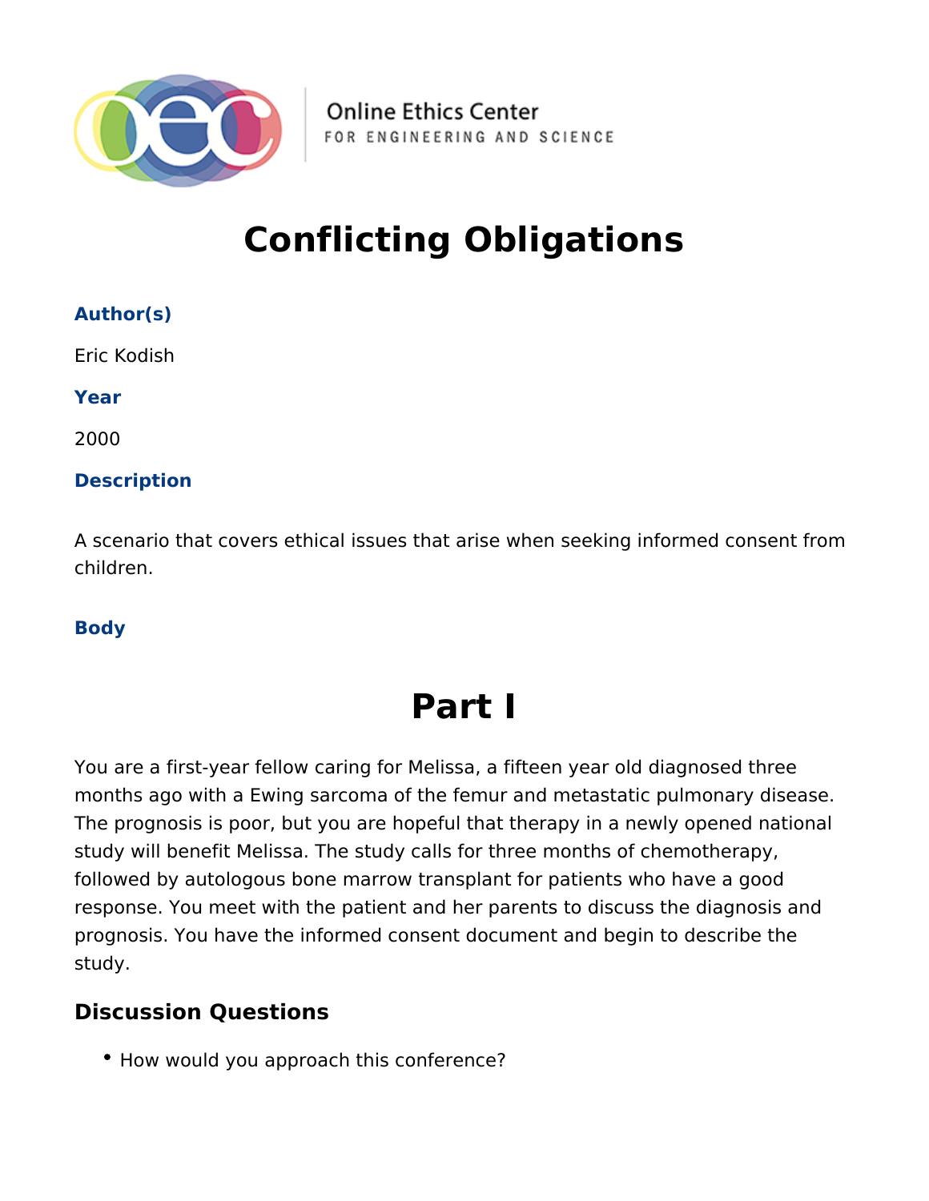Online Ethics Center
FOR ENGINEERING AND SCIENCE

# Conflicting Obligations

**Author(s)**

Eric Kodish

**Year**

2000

**Description**

A scenario that covers ethical issues that arise when seeking informed consent from children.

**Body**

# Part I

You are a first-year fellow caring for Melissa, a fifteen year old diagnosed three months ago with a Ewing sarcoma of the femur and metastatic pulmonary disease. The prognosis is poor, but you are hopeful that therapy in a newly opened national study will benefit Melissa. The study calls for three months of chemotherapy, followed by autologous bone marrow transplant for patients who have a good response. You meet with the patient and her parents to discuss the diagnosis and prognosis. You have the informed consent document and begin to describe the study.

## Discussion Questions

- How would you approach this conference?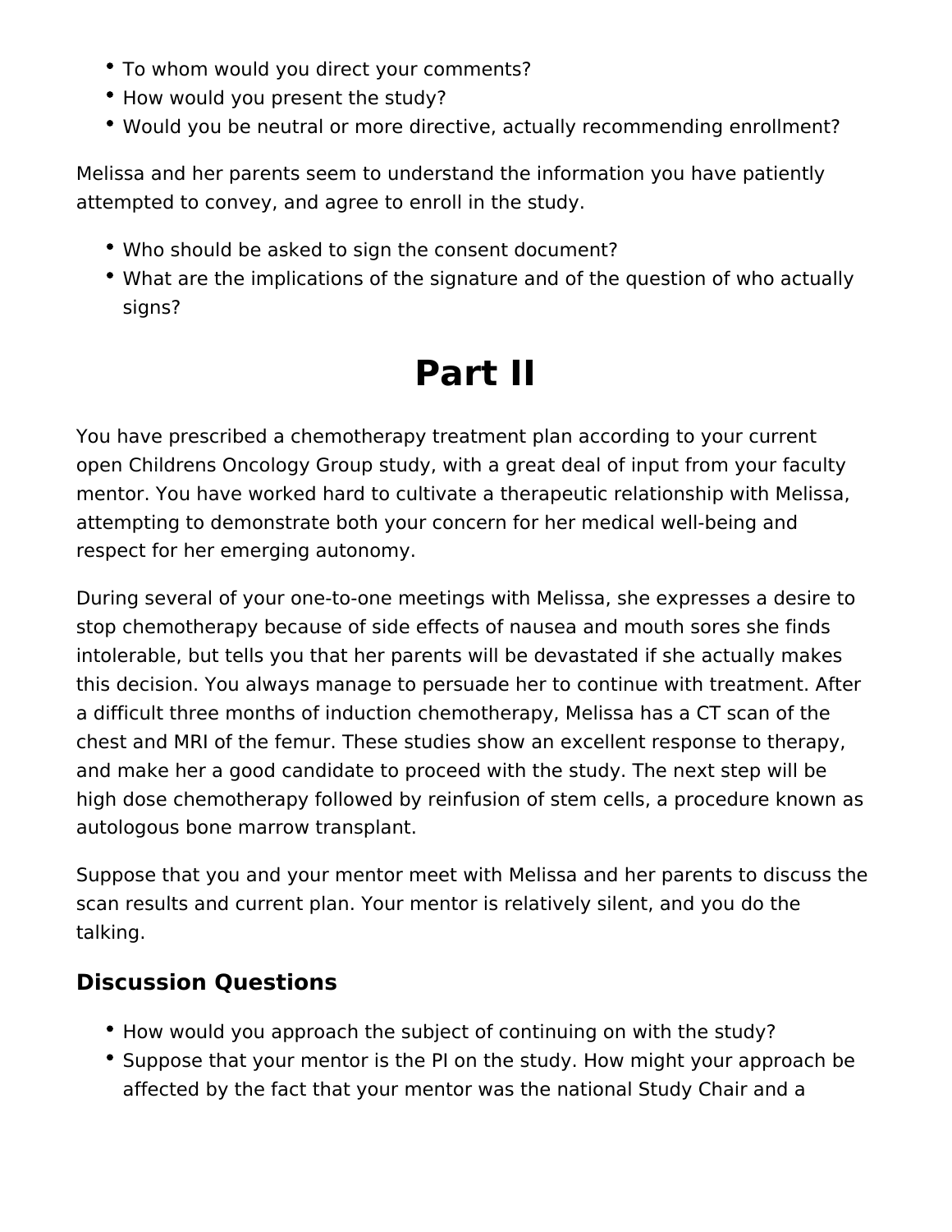- To whom would you direct your comments?
- How would you present the study?
- Would you be neutral or more directive, actually recommending enrollment?

Melissa and her parents seem to understand the information you have patiently attempted to convey, and agree to enroll in the study.

- Who should be asked to sign the consent document?
- What are the implications of the signature and of the question of who actually signs?

# Part II

You have prescribed a chemotherapy treatment plan according to your current open Childrens Oncology Group study, with a great deal of input from your faculty mentor. You have worked hard to cultivate a therapeutic relationship with Melissa, attempting to demonstrate both your concern for her medical well-being and respect for her emerging autonomy.

During several of your one-to-one meetings with Melissa, she expresses a desire to stop chemotherapy because of side effects of nausea and mouth sores she finds intolerable, but tells you that her parents will be devastated if she actually makes this decision. You always manage to persuade her to continue with treatment. After a difficult three months of induction chemotherapy, Melissa has a CT scan of the chest and MRI of the femur. These studies show an excellent response to therapy, and make her a good candidate to proceed with the study. The next step will be high dose chemotherapy followed by reinfusion of stem cells, a procedure known as autologous bone marrow transplant.

Suppose that you and your mentor meet with Melissa and her parents to discuss the scan results and current plan. Your mentor is relatively silent, and you do the talking.

## Discussion Questions

- How would you approach the subject of continuing on with the study?
- Suppose that your mentor is the PI on the study. How might your approach be affected by the fact that your mentor was the national Study Chair and a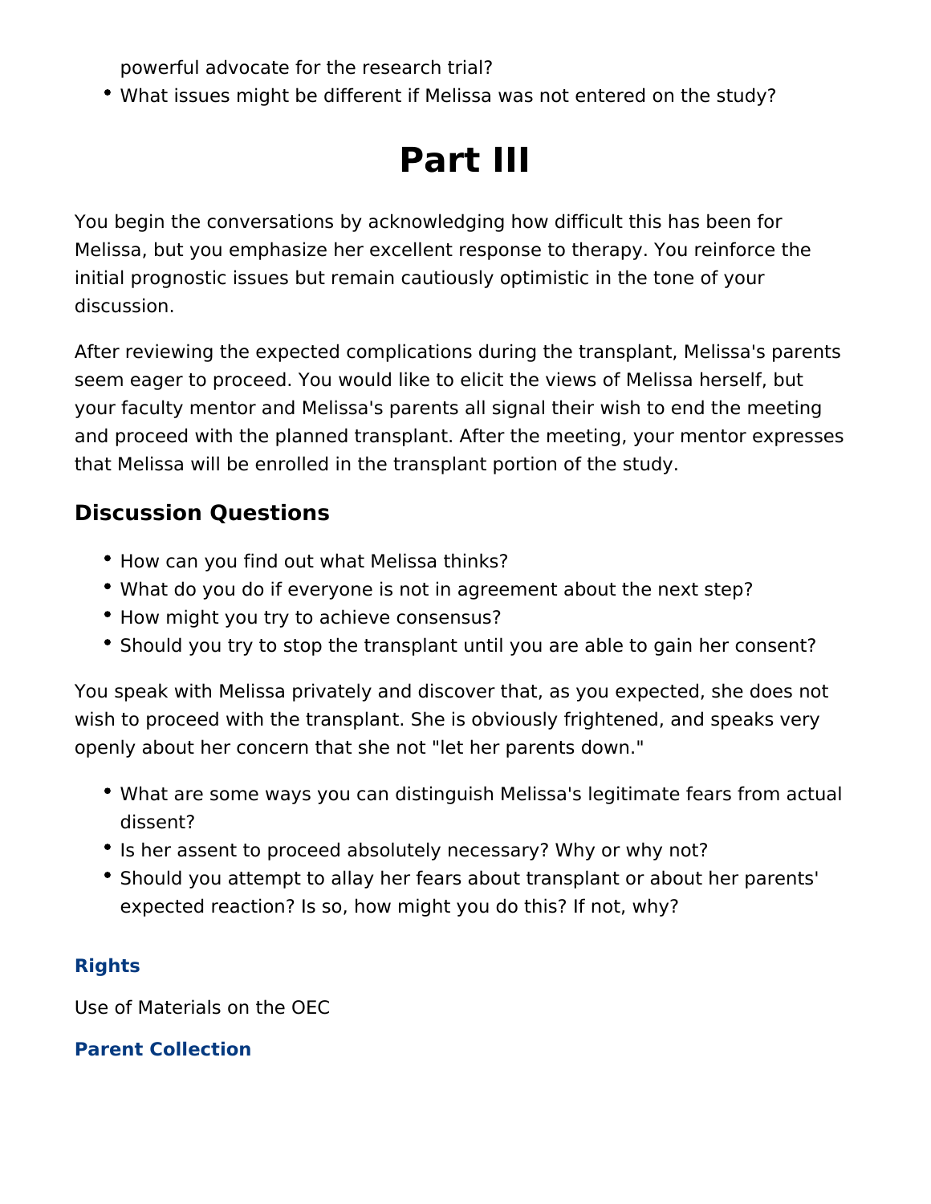powerful advocate for the research trial?
- What issues might be different if Melissa was not entered on the study?

# Part III

You begin the conversations by acknowledging how difficult this has been for Melissa, but you emphasize her excellent response to therapy. You reinforce the initial prognostic issues but remain cautiously optimistic in the tone of your discussion.

After reviewing the expected complications during the transplant, Melissa's parents seem eager to proceed. You would like to elicit the views of Melissa herself, but your faculty mentor and Melissa's parents all signal their wish to end the meeting and proceed with the planned transplant. After the meeting, your mentor expresses that Melissa will be enrolled in the transplant portion of the study.

## Discussion Questions

- How can you find out what Melissa thinks?
- What do you do if everyone is not in agreement about the next step?
- How might you try to achieve consensus?
- Should you try to stop the transplant until you are able to gain her consent?

You speak with Melissa privately and discover that, as you expected, she does not wish to proceed with the transplant. She is obviously frightened, and speaks very openly about her concern that she not "let her parents down."

- What are some ways you can distinguish Melissa's legitimate fears from actual dissent?
- Is her assent to proceed absolutely necessary? Why or why not?
- Should you attempt to allay her fears about transplant or about her parents' expected reaction? Is so, how might you do this? If not, why?

### Rights

Use of Materials on the OEC

### Parent Collection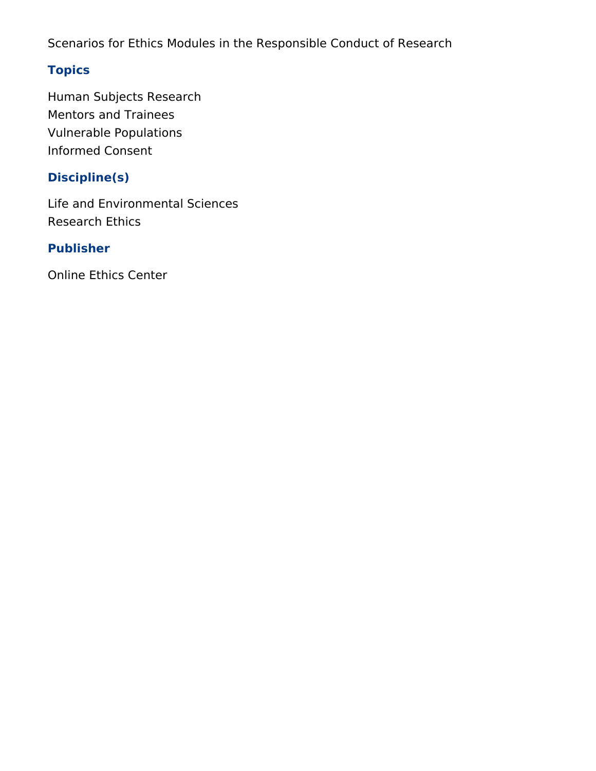Scenarios for Ethics Modules in the Responsible Conduct of Research

### Topics

Human Subjects Research
Mentors and Trainees
Vulnerable Populations
Informed Consent

### Discipline(s)

Life and Environmental Sciences
Research Ethics

### Publisher

Online Ethics Center